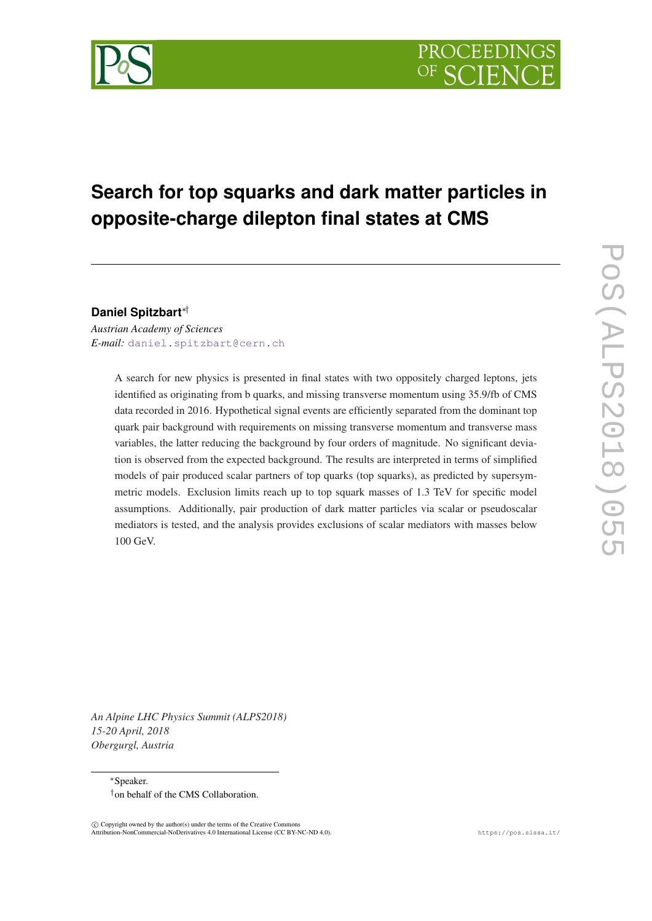# Search for top squarks and dark matter particles in opposite-charge dilepton final states at CMS

**Daniel Spitzbart**[*][†]

*Austrian Academy of Sciences*
*E-mail:* daniel.spitzbart@cern.ch

A search for new physics is presented in final states with two oppositely charged leptons, jets identified as originating from b quarks, and missing transverse momentum using 35.9/fb of CMS data recorded in 2016. Hypothetical signal events are efficiently separated from the dominant top quark pair background with requirements on missing transverse momentum and transverse mass variables, the latter reducing the background by four orders of magnitude. No significant deviation is observed from the expected background. The results are interpreted in terms of simplified models of pair produced scalar partners of top quarks (top squarks), as predicted by supersymmetric models. Exclusion limits reach up to top squark masses of 1.3 TeV for specific model assumptions. Additionally, pair production of dark matter particles via scalar or pseudoscalar mediators is tested, and the analysis provides exclusions of scalar mediators with masses below 100 GeV.

*An Alpine LHC Physics Summit (ALPS2018)*
*15-20 April, 2018*
*Obergurgl, Austria*

[*]Speaker.
[†]on behalf of the CMS Collaboration.

© Copyright owned by the author(s) under the terms of the Creative Commons Attribution-NonCommercial-NoDerivatives 4.0 International License (CC BY-NC-ND 4.0).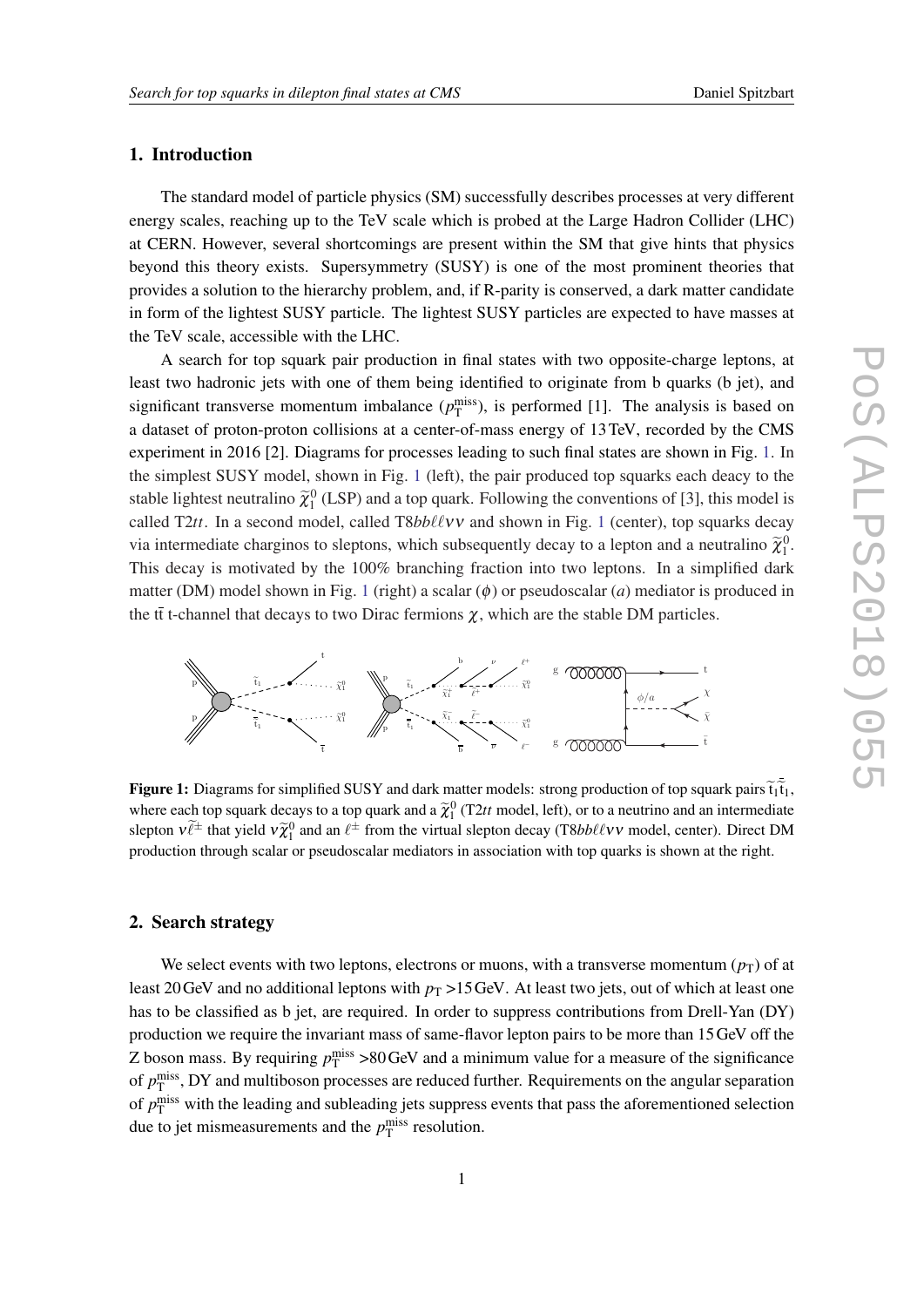## 1. Introduction

The standard model of particle physics (SM) successfully describes processes at very different energy scales, reaching up to the TeV scale which is probed at the Large Hadron Collider (LHC) at CERN. However, several shortcomings are present within the SM that give hints that physics beyond this theory exists. Supersymmetry (SUSY) is one of the most prominent theories that provides a solution to the hierarchy problem, and, if R-parity is conserved, a dark matter candidate in form of the lightest SUSY particle. The lightest SUSY particles are expected to have masses at the TeV scale, accessible with the LHC.

A search for top squark pair production in final states with two opposite-charge leptons, at least two hadronic jets with one of them being identified to originate from b quarks (b jet), and significant transverse momentum imbalance ($p_{\mathrm{T}}^{\mathrm{miss}}$), is performed [1]. The analysis is based on a dataset of proton-proton collisions at a center-of-mass energy of 13 TeV, recorded by the CMS experiment in 2016 [2]. Diagrams for processes leading to such final states are shown in Fig. 1. In the simplest SUSY model, shown in Fig. 1 (left), the pair produced top squarks each deacy to the stable lightest neutralino $\widetilde{\chi}_1^0$ (LSP) and a top quark. Following the conventions of [3], this model is called T2*tt*. In a second model, called T8$bb\ell\ell\nu\nu$ and shown in Fig. 1 (center), top squarks decay via intermediate charginos to sleptons, which subsequently decay to a lepton and a neutralino $\widetilde{\chi}_1^0$. This decay is motivated by the 100% branching fraction into two leptons. In a simplified dark matter (DM) model shown in Fig. 1 (right) a scalar ($\phi$) or pseudoscalar ($a$) mediator is produced in the $\mathrm{t\bar{t}}$ t-channel that decays to two Dirac fermions $\chi$, which are the stable DM particles.

**Figure 1:** Diagrams for simplified SUSY and dark matter models: strong production of top squark pairs $\widetilde{\mathrm{t}}_1\bar{\widetilde{\mathrm{t}}}_1$, where each top squark decays to a top quark and a $\widetilde{\chi}_1^0$ (T2*tt* model, left), or to a neutrino and an intermediate slepton $\nu\widetilde{\ell}^{\pm}$ that yield $\nu\widetilde{\chi}_1^0$ and an $\ell^{\pm}$ from the virtual slepton decay (T8$bb\ell\ell\nu\nu$ model, center). Direct DM production through scalar or pseudoscalar mediators in association with top quarks is shown at the right.

## 2. Search strategy

We select events with two leptons, electrons or muons, with a transverse momentum ($p_{\mathrm{T}}$) of at least 20 GeV and no additional leptons with $p_{\mathrm{T}}$ >15 GeV. At least two jets, out of which at least one has to be classified as b jet, are required. In order to suppress contributions from Drell-Yan (DY) production we require the invariant mass of same-flavor lepton pairs to be more than 15 GeV off the Z boson mass. By requiring $p_{\mathrm{T}}^{\mathrm{miss}}$ >80 GeV and a minimum value for a measure of the significance of $p_{\mathrm{T}}^{\mathrm{miss}}$, DY and multiboson processes are reduced further. Requirements on the angular separation of $p_{\mathrm{T}}^{\mathrm{miss}}$ with the leading and subleading jets suppress events that pass the aforementioned selection due to jet mismeasurements and the $p_{\mathrm{T}}^{\mathrm{miss}}$ resolution.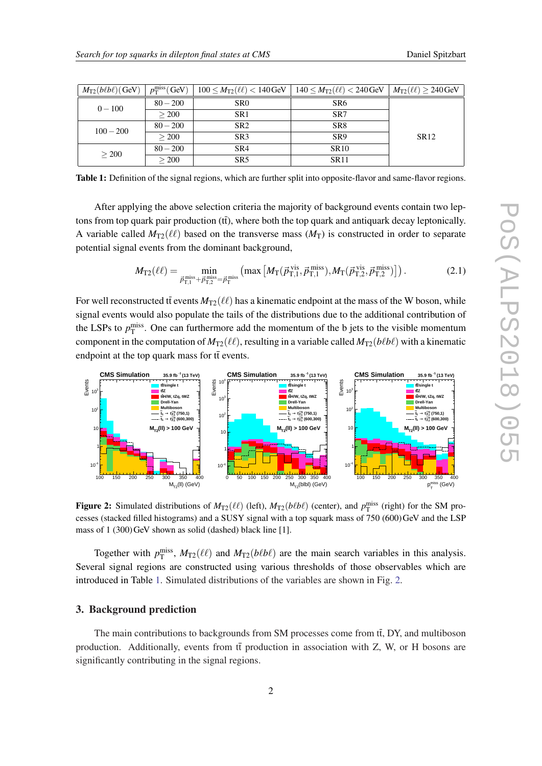| $M_{T2}(b\ell b\ell)$ (GeV) | $p_T^{miss}$ (GeV) | $100 \leq M_{T2}(\ell\ell) < 140\,\mathrm{GeV}$ | $140 \leq M_{T2}(\ell\ell) < 240\,\mathrm{GeV}$ | $M_{T2}(\ell\ell) \geq 240\,\mathrm{GeV}$ |
|---|---|---|---|---|
| $0-100$ | $80-200$ | SR0 | SR6 | SR12 |
| | $\geq 200$ | SR1 | SR7 | |
| $100-200$ | $80-200$ | SR2 | SR8 | |
| | $\geq 200$ | SR3 | SR9 | |
| $\geq 200$ | $80-200$ | SR4 | SR10 | |
| | $\geq 200$ | SR5 | SR11 | |

**Table 1:** Definition of the signal regions, which are further split into opposite-flavor and same-flavor regions.

After applying the above selection criteria the majority of background events contain two leptons from top quark pair production ($t\bar{t}$), where both the top quark and antiquark decay leptonically. A variable called $M_{T2}(\ell\ell)$ based on the transverse mass ($M_T$) is constructed in order to separate potential signal events from the dominant background,

$$M_{T2}(\ell\ell) = \min_{\vec{p}_{T,1}^{\,miss}+\vec{p}_{T,2}^{\,miss}=\vec{p}_T^{\,miss}} \left( \max \left[ M_T(\vec{p}_{T,1}^{\,vis}, \vec{p}_{T,1}^{\,miss}), M_T(\vec{p}_{T,2}^{\,vis}, \vec{p}_{T,2}^{\,miss}) \right] \right). \tag{2.1}$$

For well reconstructed $t\bar{t}$ events $M_{T2}(\ell\ell)$ has a kinematic endpoint at the mass of the W boson, while signal events would also populate the tails of the distributions due to the additional contribution of the LSPs to $p_T^{miss}$. One can furthermore add the momentum of the b jets to the visible momentum component in the computation of $M_{T2}(\ell\ell)$, resulting in a variable called $M_{T2}(b\ell b\ell)$ with a kinematic endpoint at the top quark mass for $t\bar{t}$ events.

**Figure 2:** Simulated distributions of $M_{T2}(\ell\ell)$ (left), $M_{T2}(b\ell b\ell)$ (center), and $p_T^{miss}$ (right) for the SM processes (stacked filled histograms) and a SUSY signal with a top squark mass of 750 (600) GeV and the LSP mass of 1 (300) GeV shown as solid (dashed) black line [1].

Together with $p_T^{miss}$, $M_{T2}(\ell\ell)$ and $M_{T2}(b\ell b\ell)$ are the main search variables in this analysis. Several signal regions are constructed using various thresholds of those observables which are introduced in Table 1. Simulated distributions of the variables are shown in Fig. 2.

## 3. Background prediction

The main contributions to backgrounds from SM processes come from $t\bar{t}$, DY, and multiboson production. Additionally, events from $t\bar{t}$ production in association with Z, W, or H bosons are significantly contributing in the signal regions.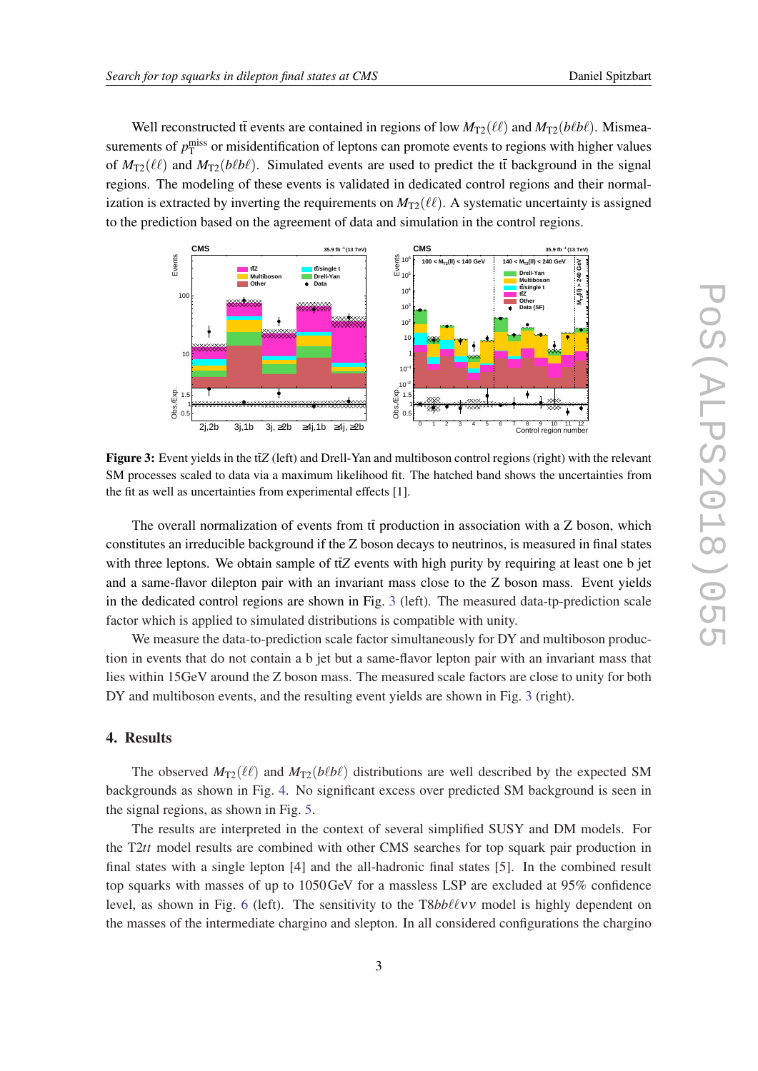Well reconstructed $t\bar{t}$ events are contained in regions of low $M_{T2}(\ell\ell)$ and $M_{T2}(b\ell b\ell)$. Mismeasurements of $p_T^{miss}$ or misidentification of leptons can promote events to regions with higher values of $M_{T2}(\ell\ell)$ and $M_{T2}(b\ell b\ell)$. Simulated events are used to predict the $t\bar{t}$ background in the signal regions. The modeling of these events is validated in dedicated control regions and their normalization is extracted by inverting the requirements on $M_{T2}(\ell\ell)$. A systematic uncertainty is assigned to the prediction based on the agreement of data and simulation in the control regions.

**Figure 3:** Event yields in the $t\bar{t}Z$ (left) and Drell-Yan and multiboson control regions (right) with the relevant SM processes scaled to data via a maximum likelihood fit. The hatched band shows the uncertainties from the fit as well as uncertainties from experimental effects [1].

The overall normalization of events from $t\bar{t}$ production in association with a Z boson, which constitutes an irreducible background if the Z boson decays to neutrinos, is measured in final states with three leptons. We obtain sample of $t\bar{t}Z$ events with high purity by requiring at least one b jet and a same-flavor dilepton pair with an invariant mass close to the Z boson mass. Event yields in the dedicated control regions are shown in Fig. 3 (left). The measured data-tp-prediction scale factor which is applied to simulated distributions is compatible with unity.

We measure the data-to-prediction scale factor simultaneously for DY and multiboson production in events that do not contain a b jet but a same-flavor lepton pair with an invariant mass that lies within 15GeV around the Z boson mass. The measured scale factors are close to unity for both DY and multiboson events, and the resulting event yields are shown in Fig. 3 (right).

## 4. Results

The observed $M_{T2}(\ell\ell)$ and $M_{T2}(b\ell b\ell)$ distributions are well described by the expected SM backgrounds as shown in Fig. 4. No significant excess over predicted SM background is seen in the signal regions, as shown in Fig. 5.

The results are interpreted in the context of several simplified SUSY and DM models. For the T2*tt* model results are combined with other CMS searches for top squark pair production in final states with a single lepton [4] and the all-hadronic final states [5]. In the combined result top squarks with masses of up to 1050 GeV for a massless LSP are excluded at 95% confidence level, as shown in Fig. 6 (left). The sensitivity to the T8$bb\ell\ell\nu\nu$ model is highly dependent on the masses of the intermediate chargino and slepton. In all considered configurations the chargino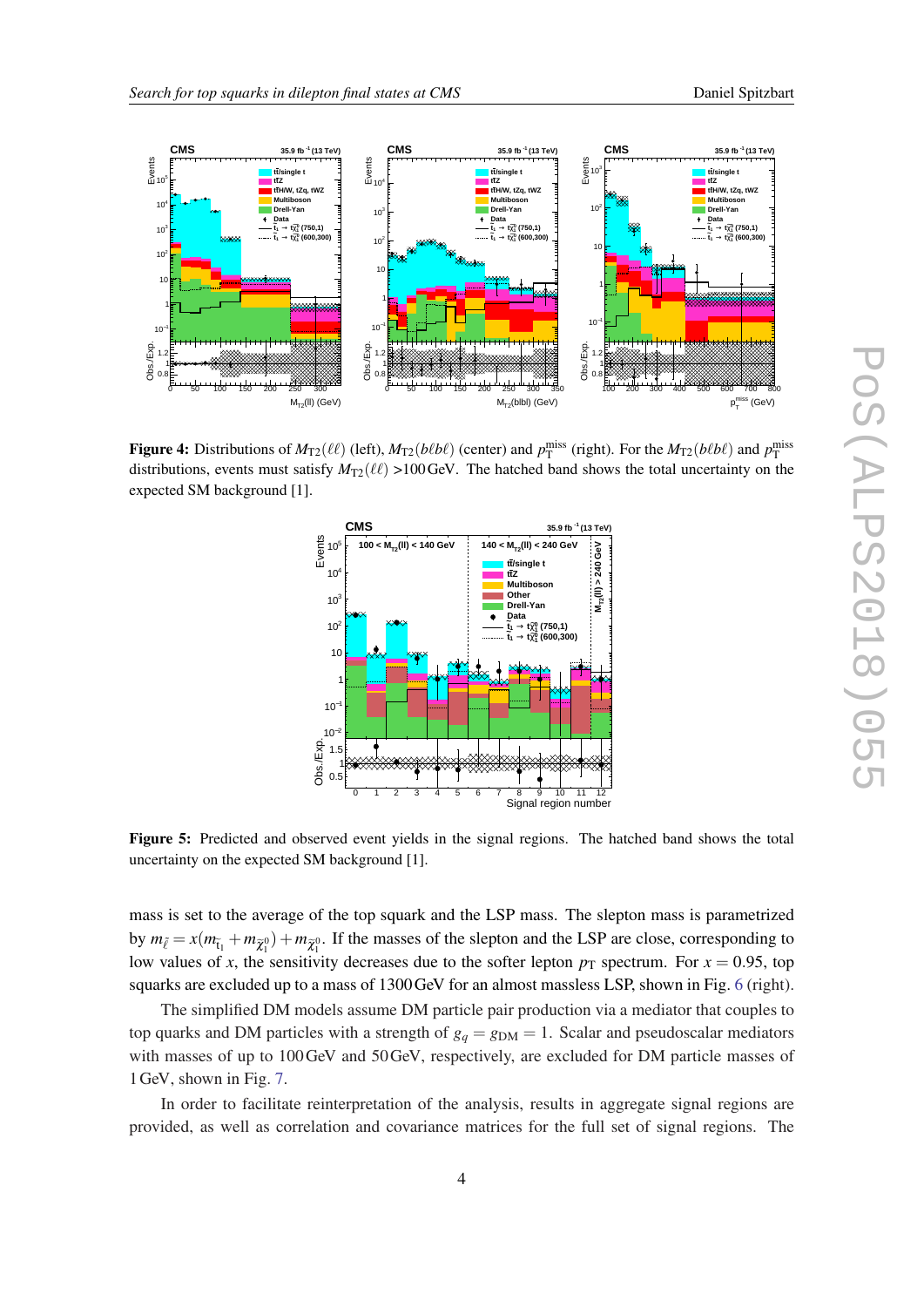**Figure 4:** Distributions of $M_{T2}(\ell\ell)$ (left), $M_{T2}(b\ell b\ell)$ (center) and $p_T^{miss}$ (right). For the $M_{T2}(b\ell b\ell)$ and $p_T^{miss}$ distributions, events must satisfy $M_{T2}(\ell\ell) > 100\,\text{GeV}$. The hatched band shows the total uncertainty on the expected SM background [1].

**Figure 5:** Predicted and observed event yields in the signal regions. The hatched band shows the total uncertainty on the expected SM background [1].

mass is set to the average of the top squark and the LSP mass. The slepton mass is parametrized by $m_{\tilde{\ell}} = x(m_{\tilde{t}_1} + m_{\tilde{\chi}_1^0}) + m_{\tilde{\chi}_1^0}$. If the masses of the slepton and the LSP are close, corresponding to low values of $x$, the sensitivity decreases due to the softer lepton $p_T$ spectrum. For $x = 0.95$, top squarks are excluded up to a mass of 1300 GeV for an almost massless LSP, shown in Fig. 6 (right).

The simplified DM models assume DM particle pair production via a mediator that couples to top quarks and DM particles with a strength of $g_q = g_{DM} = 1$. Scalar and pseudoscalar mediators with masses of up to 100 GeV and 50 GeV, respectively, are excluded for DM particle masses of 1 GeV, shown in Fig. 7.

In order to facilitate reinterpretation of the analysis, results in aggregate signal regions are provided, as well as correlation and covariance matrices for the full set of signal regions. The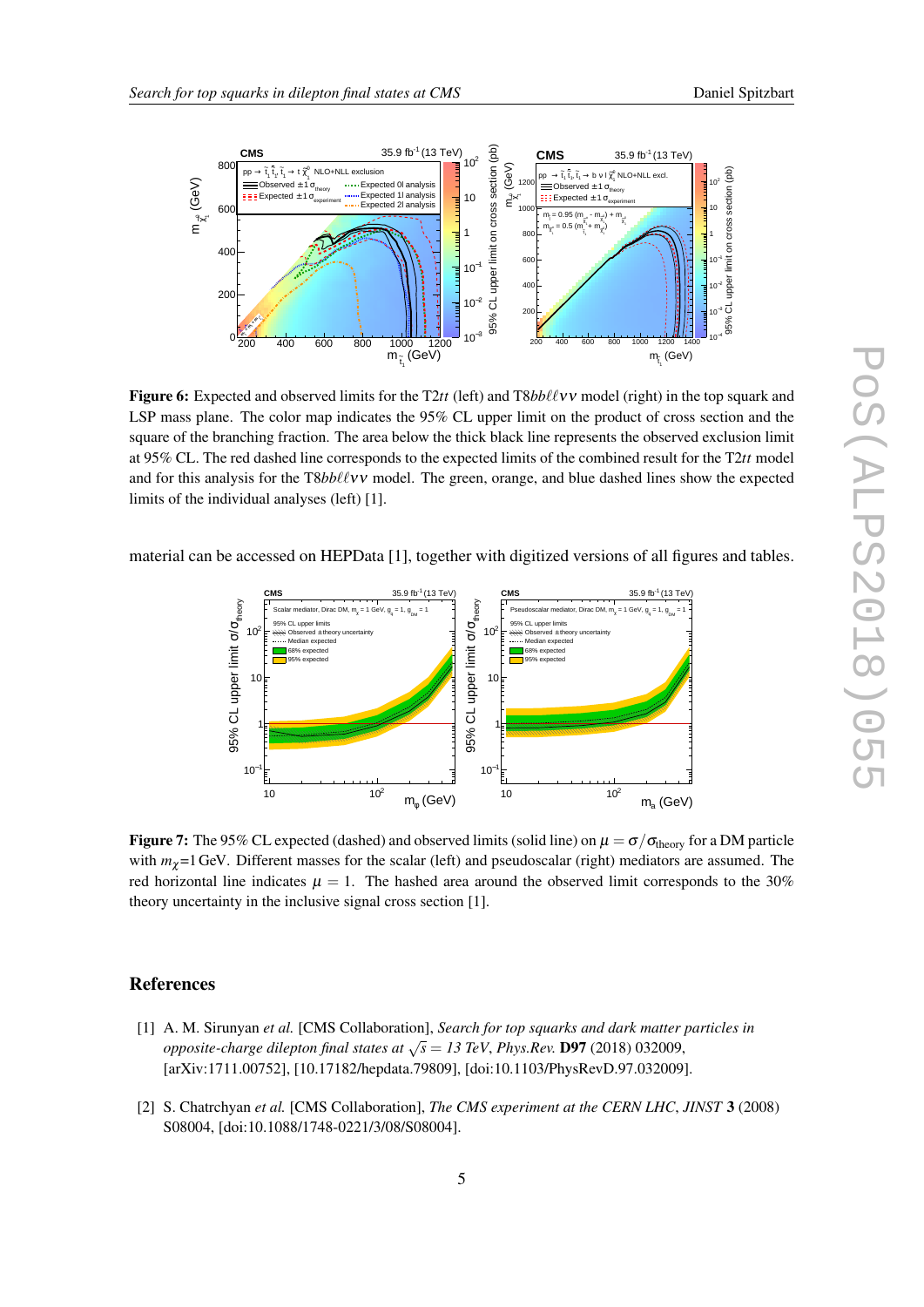**Figure 6:** Expected and observed limits for the T2$tt$ (left) and T8$bb\ell\ell\nu\nu$ model (right) in the top squark and LSP mass plane. The color map indicates the 95% CL upper limit on the product of cross section and the square of the branching fraction. The area below the thick black line represents the observed exclusion limit at 95% CL. The red dashed line corresponds to the expected limits of the combined result for the T2$tt$ model and for this analysis for the T8$bb\ell\ell\nu\nu$ model. The green, orange, and blue dashed lines show the expected limits of the individual analyses (left) [1].

material can be accessed on HEPData [1], together with digitized versions of all figures and tables.

**Figure 7:** The 95% CL expected (dashed) and observed limits (solid line) on $\mu = \sigma/\sigma_{\text{theory}}$ for a DM particle with $m_\chi$=1 GeV. Different masses for the scalar (left) and pseudoscalar (right) mediators are assumed. The red horizontal line indicates $\mu = 1$. The hashed area around the observed limit corresponds to the 30% theory uncertainty in the inclusive signal cross section [1].

## References

[1] A. M. Sirunyan *et al.* [CMS Collaboration], *Search for top squarks and dark matter particles in opposite-charge dilepton final states at $\sqrt{s}$ = 13 TeV*, *Phys.Rev.* **D97** (2018) 032009, [arXiv:1711.00752], [10.17182/hepdata.79809], [doi:10.1103/PhysRevD.97.032009].

[2] S. Chatrchyan *et al.* [CMS Collaboration], *The CMS experiment at the CERN LHC*, *JINST* **3** (2008) S08004, [doi:10.1088/1748-0221/3/08/S08004].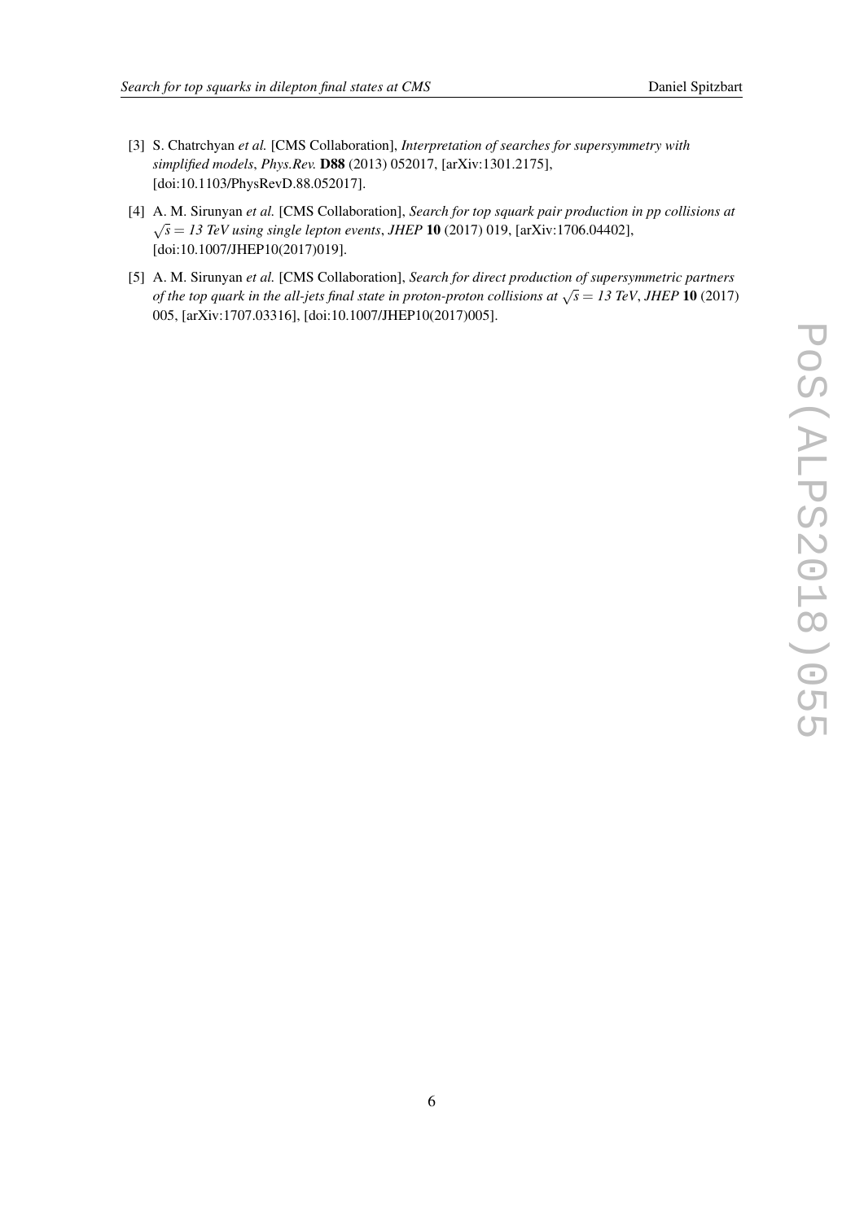[3] S. Chatrchyan *et al.* [CMS Collaboration], *Interpretation of searches for supersymmetry with simplified models*, *Phys.Rev.* **D88** (2013) 052017, [arXiv:1301.2175], [doi:10.1103/PhysRevD.88.052017].

[4] A. M. Sirunyan *et al.* [CMS Collaboration], *Search for top squark pair production in pp collisions at $\sqrt{s} = 13$ TeV using single lepton events*, *JHEP* **10** (2017) 019, [arXiv:1706.04402], [doi:10.1007/JHEP10(2017)019].

[5] A. M. Sirunyan *et al.* [CMS Collaboration], *Search for direct production of supersymmetric partners of the top quark in the all-jets final state in proton-proton collisions at $\sqrt{s} = 13$ TeV*, *JHEP* **10** (2017) 005, [arXiv:1707.03316], [doi:10.1007/JHEP10(2017)005].